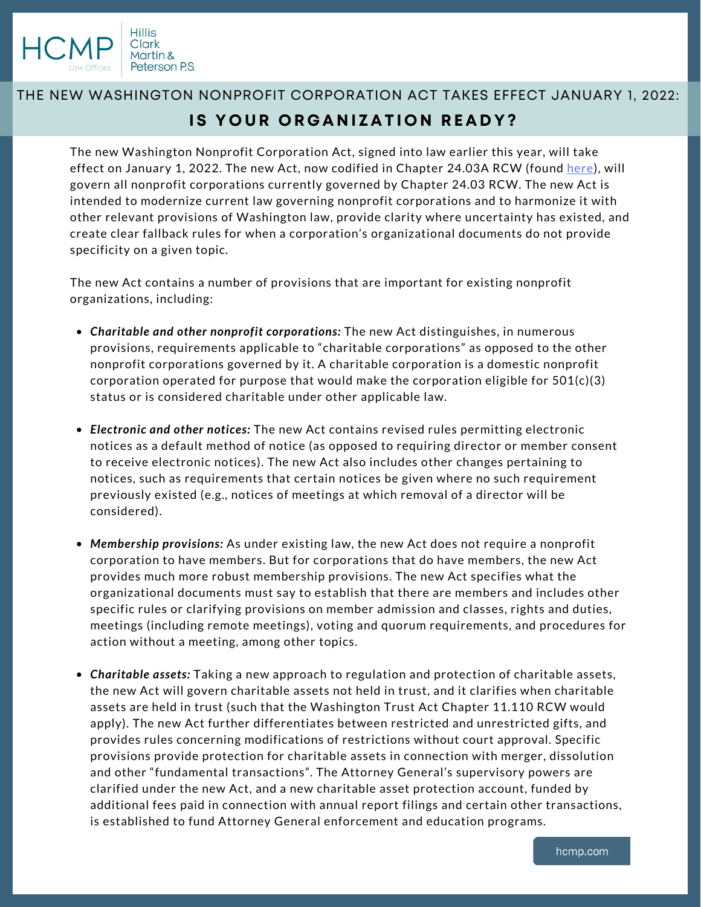# THE NEW WASHINGTON NONPROFIT CORPORATION ACT TAKES EFFECT JANUARY 1, 2022:

## IS YOUR ORGANIZATION READY?

The new Washington Nonprofit Corporation Act, signed into law earlier this year, will take effect on January 1, 2022. The new Act, now codified in Chapter 24.03A RCW (found here), will govern all nonprofit corporations currently governed by Chapter 24.03 RCW. The new Act is intended to modernize current law governing nonprofit corporations and to harmonize it with other relevant provisions of Washington law, provide clarity where uncertainty has existed, and create clear fallback rules for when a corporation's organizational documents do not provide specificity on a given topic.

The new Act contains a number of provisions that are important for existing nonprofit organizations, including:

- ***Charitable and other nonprofit corporations:*** The new Act distinguishes, in numerous provisions, requirements applicable to "charitable corporations" as opposed to the other nonprofit corporations governed by it. A charitable corporation is a domestic nonprofit corporation operated for purpose that would make the corporation eligible for 501(c)(3) status or is considered charitable under other applicable law.

- ***Electronic and other notices:*** The new Act contains revised rules permitting electronic notices as a default method of notice (as opposed to requiring director or member consent to receive electronic notices). The new Act also includes other changes pertaining to notices, such as requirements that certain notices be given where no such requirement previously existed (e.g., notices of meetings at which removal of a director will be considered).

- ***Membership provisions:*** As under existing law, the new Act does not require a nonprofit corporation to have members. But for corporations that do have members, the new Act provides much more robust membership provisions. The new Act specifies what the organizational documents must say to establish that there are members and includes other specific rules or clarifying provisions on member admission and classes, rights and duties, meetings (including remote meetings), voting and quorum requirements, and procedures for action without a meeting, among other topics.

- ***Charitable assets:*** Taking a new approach to regulation and protection of charitable assets, the new Act will govern charitable assets not held in trust, and it clarifies when charitable assets are held in trust (such that the Washington Trust Act Chapter 11.110 RCW would apply). The new Act further differentiates between restricted and unrestricted gifts, and provides rules concerning modifications of restrictions without court approval. Specific provisions provide protection for charitable assets in connection with merger, dissolution and other "fundamental transactions". The Attorney General's supervisory powers are clarified under the new Act, and a new charitable asset protection account, funded by additional fees paid in connection with annual report filings and certain other transactions, is established to fund Attorney General enforcement and education programs.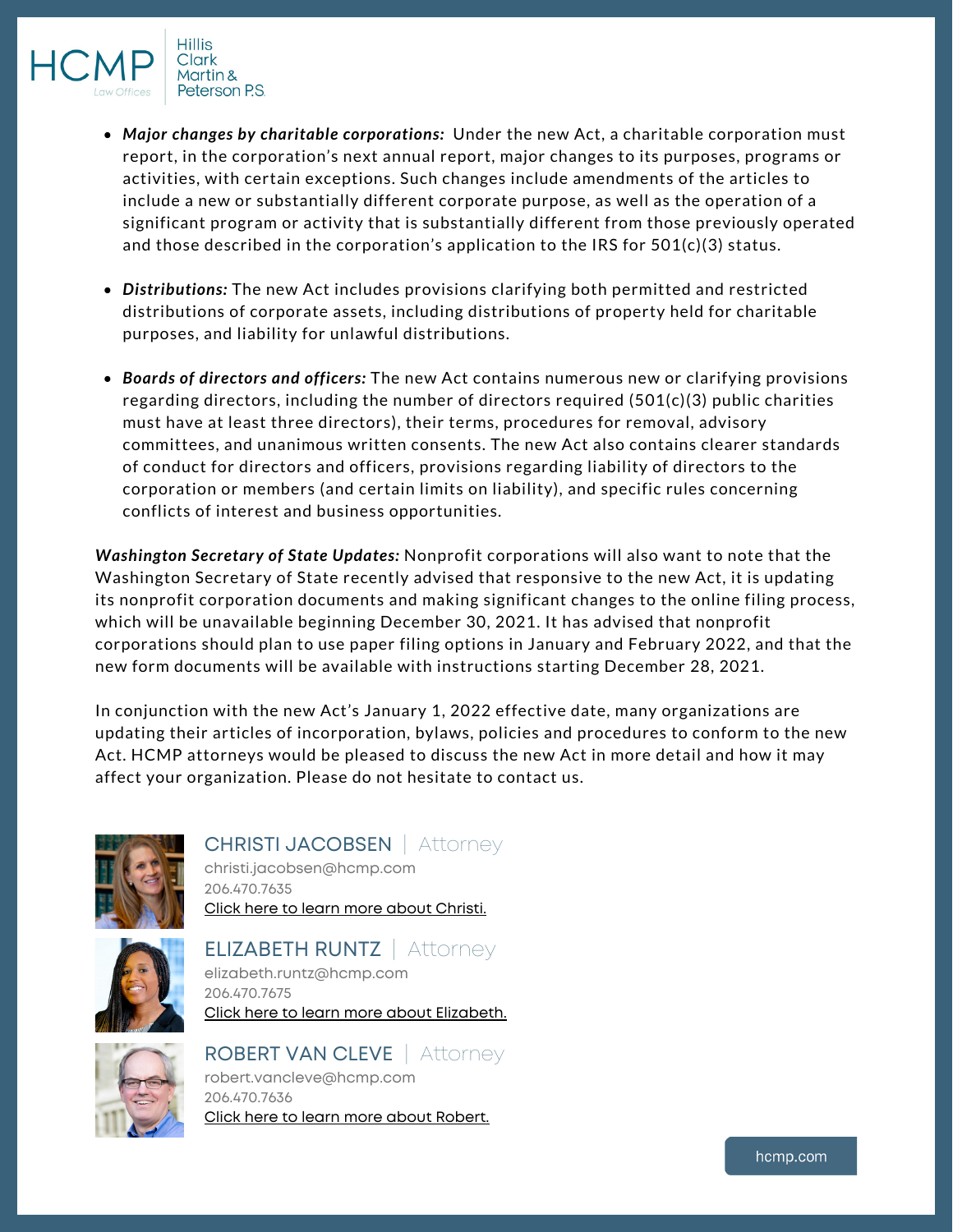- ***Major changes by charitable corporations:*** Under the new Act, a charitable corporation must report, in the corporation's next annual report, major changes to its purposes, programs or activities, with certain exceptions. Such changes include amendments of the articles to include a new or substantially different corporate purpose, as well as the operation of a significant program or activity that is substantially different from those previously operated and those described in the corporation's application to the IRS for 501(c)(3) status.

- ***Distributions:*** The new Act includes provisions clarifying both permitted and restricted distributions of corporate assets, including distributions of property held for charitable purposes, and liability for unlawful distributions.

- ***Boards of directors and officers:*** The new Act contains numerous new or clarifying provisions regarding directors, including the number of directors required (501(c)(3) public charities must have at least three directors), their terms, procedures for removal, advisory committees, and unanimous written consents. The new Act also contains clearer standards of conduct for directors and officers, provisions regarding liability of directors to the corporation or members (and certain limits on liability), and specific rules concerning conflicts of interest and business opportunities.

***Washington Secretary of State Updates:*** Nonprofit corporations will also want to note that the Washington Secretary of State recently advised that responsive to the new Act, it is updating its nonprofit corporation documents and making significant changes to the online filing process, which will be unavailable beginning December 30, 2021. It has advised that nonprofit corporations should plan to use paper filing options in January and February 2022, and that the new form documents will be available with instructions starting December 28, 2021.

In conjunction with the new Act's January 1, 2022 effective date, many organizations are updating their articles of incorporation, bylaws, policies and procedures to conform to the new Act. HCMP attorneys would be pleased to discuss the new Act in more detail and how it may affect your organization. Please do not hesitate to contact us.

**CHRISTI JACOBSEN** | Attorney
christi.jacobsen@hcmp.com
206.470.7635
Click here to learn more about Christi.

**ELIZABETH RUNTZ** | Attorney
elizabeth.runtz@hcmp.com
206.470.7675
Click here to learn more about Elizabeth.

**ROBERT VAN CLEVE** | Attorney
robert.vancleve@hcmp.com
206.470.7636
Click here to learn more about Robert.

hcmp.com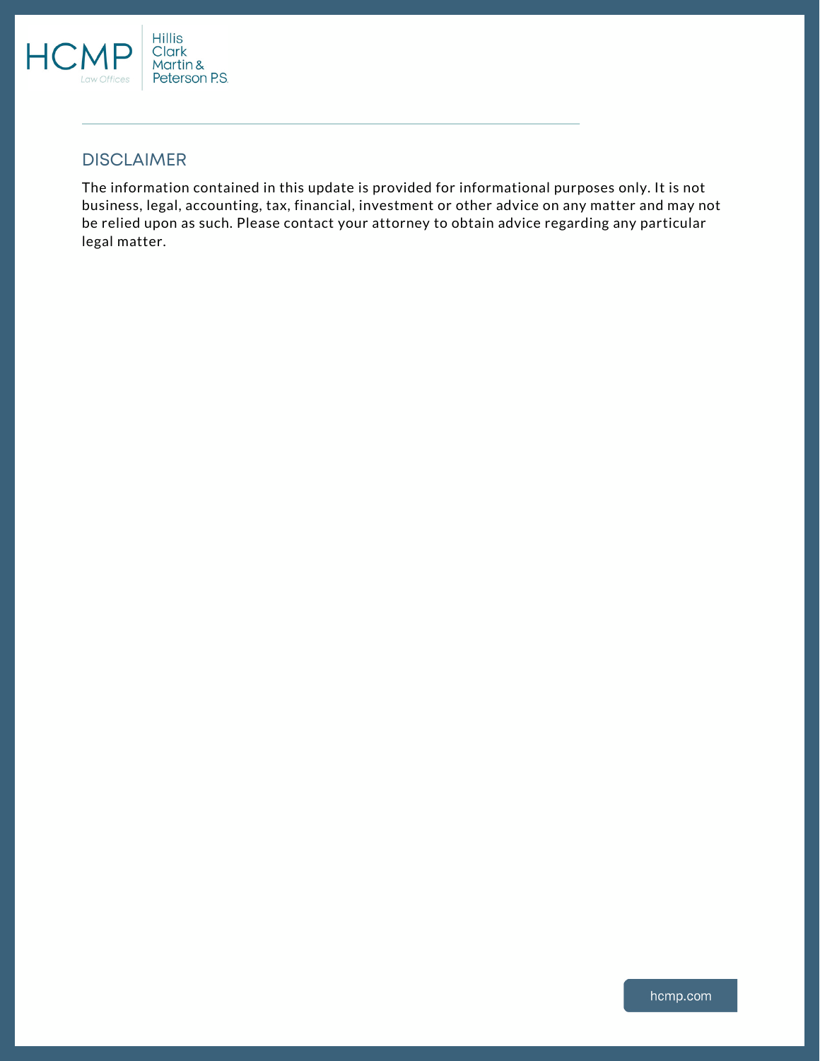HCMP Law Offices | Hillis Clark Martin & Peterson P.S.

## DISCLAIMER

The information contained in this update is provided for informational purposes only. It is not business, legal, accounting, tax, financial, investment or other advice on any matter and may not be relied upon as such. Please contact your attorney to obtain advice regarding any particular legal matter.

hcmp.com